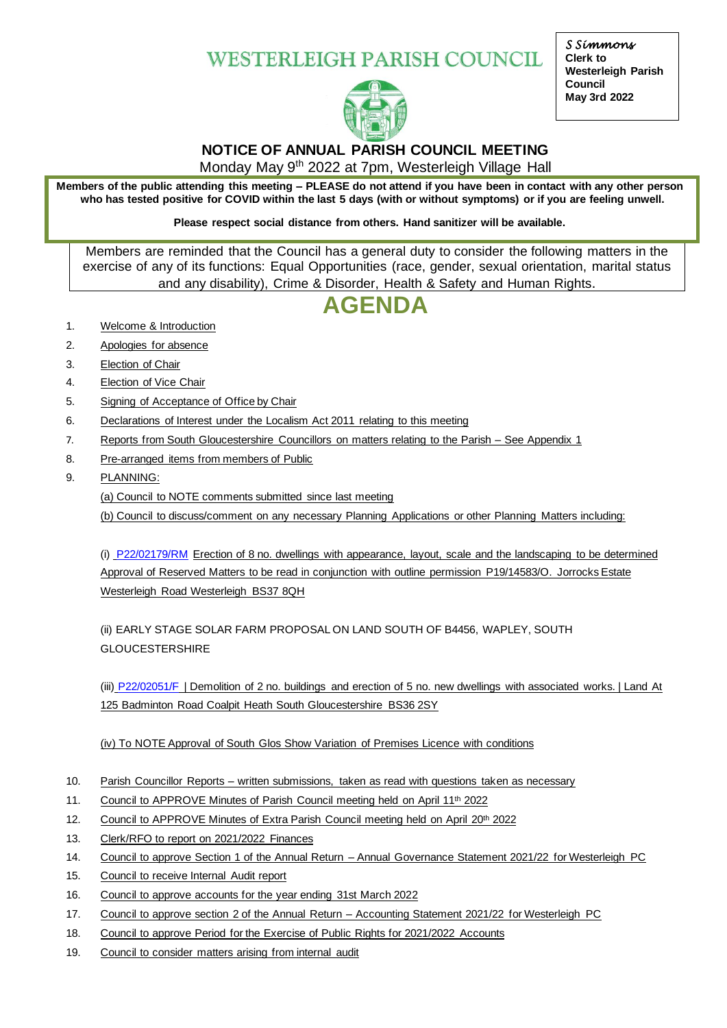# WESTERLEIGH PARISH COUNCIL

*S Simmons*
**Clerk to Westerleigh Parish Council**
**May 3rd 2022**

## NOTICE OF ANNUAL PARISH COUNCIL MEETING

Monday May 9th 2022 at 7pm, Westerleigh Village Hall

**Members of the public attending this meeting – PLEASE do not attend if you have been in contact with any other person who has tested positive for COVID within the last 5 days (with or without symptoms) or if you are feeling unwell.**

**Please respect social distance from others. Hand sanitizer will be available.**

Members are reminded that the Council has a general duty to consider the following matters in the exercise of any of its functions: Equal Opportunities (race, gender, sexual orientation, marital status and any disability), Crime & Disorder, Health & Safety and Human Rights.

# AGENDA

1. Welcome & Introduction
2. Apologies for absence
3. Election of Chair
4. Election of Vice Chair
5. Signing of Acceptance of Office by Chair
6. Declarations of Interest under the Localism Act 2011 relating to this meeting
7. Reports from South Gloucestershire Councillors on matters relating to the Parish – See Appendix 1
8. Pre-arranged items from members of Public
9. PLANNING:

   (a) Council to NOTE comments submitted since last meeting

   (b) Council to discuss/comment on any necessary Planning Applications or other Planning Matters including:

   (i) P22/02179/RM Erection of 8 no. dwellings with appearance, layout, scale and the landscaping to be determined Approval of Reserved Matters to be read in conjunction with outline permission P19/14583/O. Jorrocks Estate Westerleigh Road Westerleigh BS37 8QH

   (ii) EARLY STAGE SOLAR FARM PROPOSAL ON LAND SOUTH OF B4456, WAPLEY, SOUTH GLOUCESTERSHIRE

   (iii) P22/02051/F | Demolition of 2 no. buildings and erection of 5 no. new dwellings with associated works. | Land At 125 Badminton Road Coalpit Heath South Gloucestershire BS36 2SY

   (iv) To NOTE Approval of South Glos Show Variation of Premises Licence with conditions

10. Parish Councillor Reports – written submissions, taken as read with questions taken as necessary
11. Council to APPROVE Minutes of Parish Council meeting held on April 11th 2022
12. Council to APPROVE Minutes of Extra Parish Council meeting held on April 20th 2022
13. Clerk/RFO to report on 2021/2022 Finances
14. Council to approve Section 1 of the Annual Return – Annual Governance Statement 2021/22 for Westerleigh PC
15. Council to receive Internal Audit report
16. Council to approve accounts for the year ending 31st March 2022
17. Council to approve section 2 of the Annual Return – Accounting Statement 2021/22 for Westerleigh PC
18. Council to approve Period for the Exercise of Public Rights for 2021/2022 Accounts
19. Council to consider matters arising from internal audit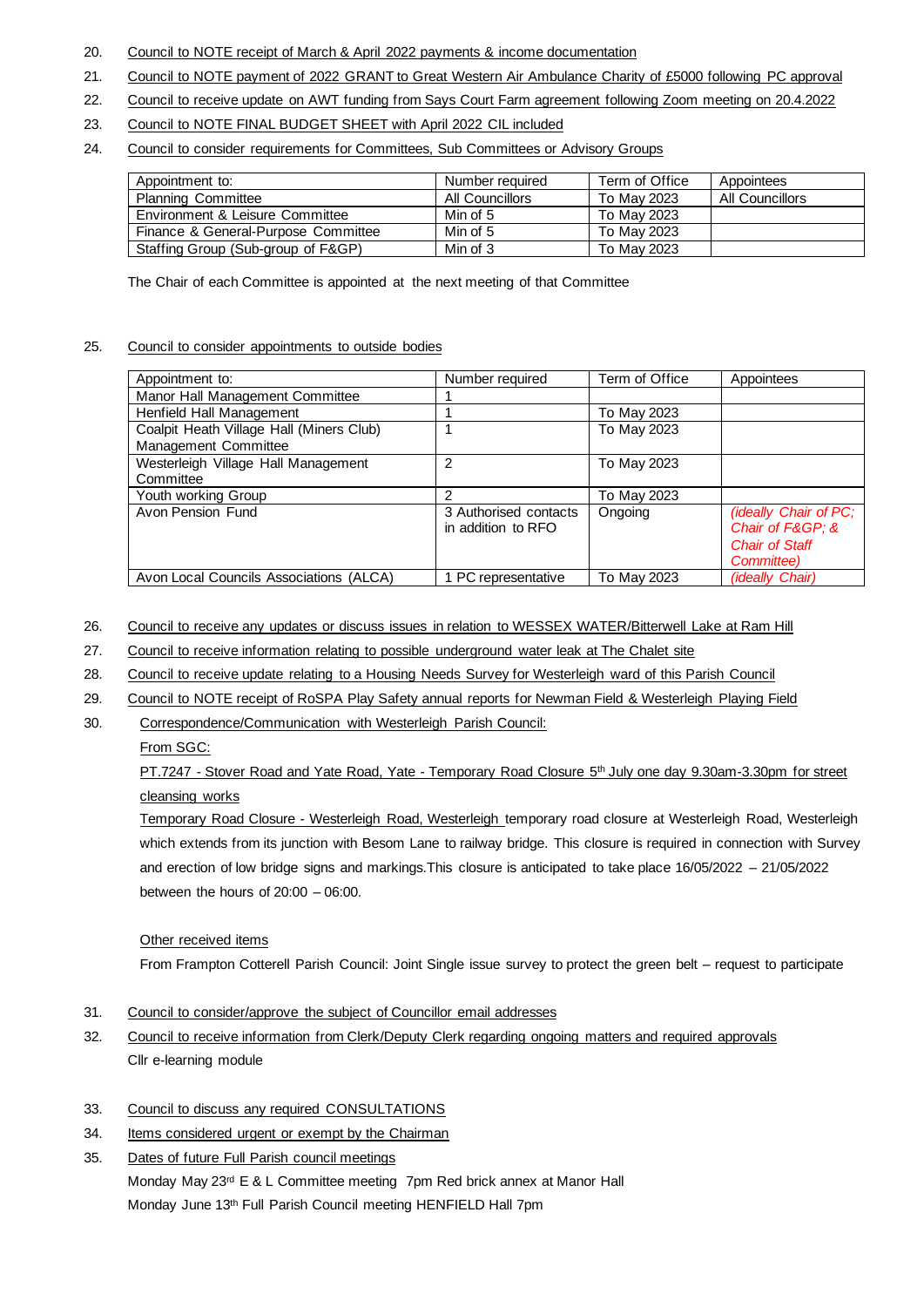20. Council to NOTE receipt of March & April 2022 payments & income documentation
21. Council to NOTE payment of 2022 GRANT to Great Western Air Ambulance Charity of £5000 following PC approval
22. Council to receive update on AWT funding from Says Court Farm agreement following Zoom meeting on 20.4.2022
23. Council to NOTE FINAL BUDGET SHEET with April 2022 CIL included
24. Council to consider requirements for Committees, Sub Committees or Advisory Groups

| Appointment to: | Number required | Term of Office | Appointees |
|---|---|---|---|
| Planning Committee | All Councillors | To May 2023 | All Councillors |
| Environment & Leisure Committee | Min of 5 | To May 2023 | |
| Finance & General-Purpose Committee | Min of 5 | To May 2023 | |
| Staffing Group (Sub-group of F&GP) | Min of 3 | To May 2023 | |

The Chair of each Committee is appointed at the next meeting of that Committee

25. Council to consider appointments to outside bodies

| Appointment to: | Number required | Term of Office | Appointees |
|---|---|---|---|
| Manor Hall Management Committee | 1 | | |
| Henfield Hall Management | 1 | To May 2023 | |
| Coalpit Heath Village Hall (Miners Club) Management Committee | 1 | To May 2023 | |
| Westerleigh Village Hall Management Committee | 2 | To May 2023 | |
| Youth working Group | 2 | To May 2023 | |
| Avon Pension Fund | 3 Authorised contacts in addition to RFO | Ongoing | *(ideally Chair of PC; Chair of F&GP; & Chair of Staff Committee)* |
| Avon Local Councils Associations (ALCA) | 1 PC representative | To May 2023 | *(ideally Chair)* |

26. Council to receive any updates or discuss issues in relation to WESSEX WATER/Bitterwell Lake at Ram Hill
27. Council to receive information relating to possible underground water leak at The Chalet site
28. Council to receive update relating to a Housing Needs Survey for Westerleigh ward of this Parish Council
29. Council to NOTE receipt of RoSPA Play Safety annual reports for Newman Field & Westerleigh Playing Field
30. Correspondence/Communication with Westerleigh Parish Council:

    From SGC:

    PT.7247 - Stover Road and Yate Road, Yate - Temporary Road Closure 5th July one day 9.30am-3.30pm for street cleansing works

    Temporary Road Closure - Westerleigh Road, Westerleigh temporary road closure at Westerleigh Road, Westerleigh which extends from its junction with Besom Lane to railway bridge. This closure is required in connection with Survey and erection of low bridge signs and markings.This closure is anticipated to take place 16/05/2022 – 21/05/2022 between the hours of 20:00 – 06:00.

    Other received items

    From Frampton Cotterell Parish Council: Joint Single issue survey to protect the green belt – request to participate

31. Council to consider/approve the subject of Councillor email addresses
32. Council to receive information from Clerk/Deputy Clerk regarding ongoing matters and required approvals

    Cllr e-learning module

33. Council to discuss any required CONSULTATIONS
34. Items considered urgent or exempt by the Chairman
35. Dates of future Full Parish council meetings

    Monday May 23rd E & L Committee meeting 7pm Red brick annex at Manor Hall

    Monday June 13th Full Parish Council meeting HENFIELD Hall 7pm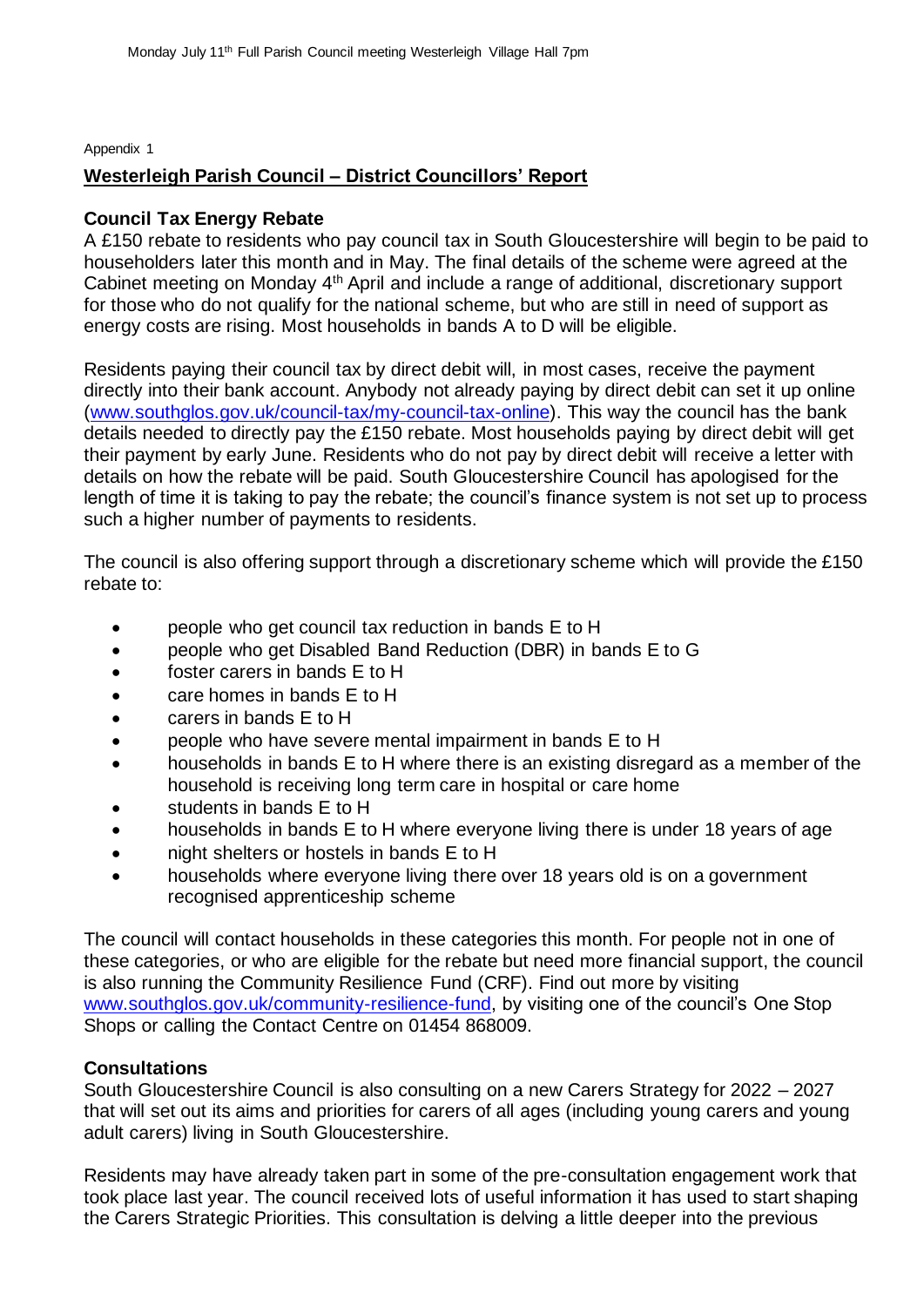Appendix 1

## Westerleigh Parish Council – District Councillors' Report

### Council Tax Energy Rebate

A £150 rebate to residents who pay council tax in South Gloucestershire will begin to be paid to householders later this month and in May. The final details of the scheme were agreed at the Cabinet meeting on Monday 4th April and include a range of additional, discretionary support for those who do not qualify for the national scheme, but who are still in need of support as energy costs are rising. Most households in bands A to D will be eligible.

Residents paying their council tax by direct debit will, in most cases, receive the payment directly into their bank account. Anybody not already paying by direct debit can set it up online (www.southglos.gov.uk/council-tax/my-council-tax-online). This way the council has the bank details needed to directly pay the £150 rebate. Most households paying by direct debit will get their payment by early June. Residents who do not pay by direct debit will receive a letter with details on how the rebate will be paid. South Gloucestershire Council has apologised for the length of time it is taking to pay the rebate; the council's finance system is not set up to process such a higher number of payments to residents.

The council is also offering support through a discretionary scheme which will provide the £150 rebate to:

- people who get council tax reduction in bands E to H
- people who get Disabled Band Reduction (DBR) in bands E to G
- foster carers in bands E to H
- care homes in bands E to H
- carers in bands E to H
- people who have severe mental impairment in bands E to H
- households in bands E to H where there is an existing disregard as a member of the household is receiving long term care in hospital or care home
- students in bands E to H
- households in bands E to H where everyone living there is under 18 years of age
- night shelters or hostels in bands E to H
- households where everyone living there over 18 years old is on a government recognised apprenticeship scheme

The council will contact households in these categories this month. For people not in one of these categories, or who are eligible for the rebate but need more financial support, the council is also running the Community Resilience Fund (CRF). Find out more by visiting www.southglos.gov.uk/community-resilience-fund, by visiting one of the council's One Stop Shops or calling the Contact Centre on 01454 868009.

### Consultations

South Gloucestershire Council is also consulting on a new Carers Strategy for 2022 – 2027 that will set out its aims and priorities for carers of all ages (including young carers and young adult carers) living in South Gloucestershire.

Residents may have already taken part in some of the pre-consultation engagement work that took place last year. The council received lots of useful information it has used to start shaping the Carers Strategic Priorities. This consultation is delving a little deeper into the previous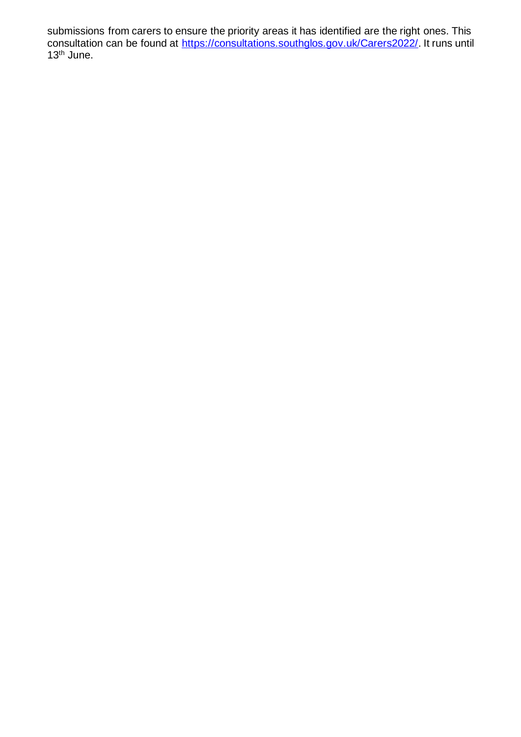submissions from carers to ensure the priority areas it has identified are the right ones. This consultation can be found at [https://consultations.southglos.gov.uk/Carers2022/](https://consultations.southglos.gov.uk/Carers2022/). It runs until 13th June.